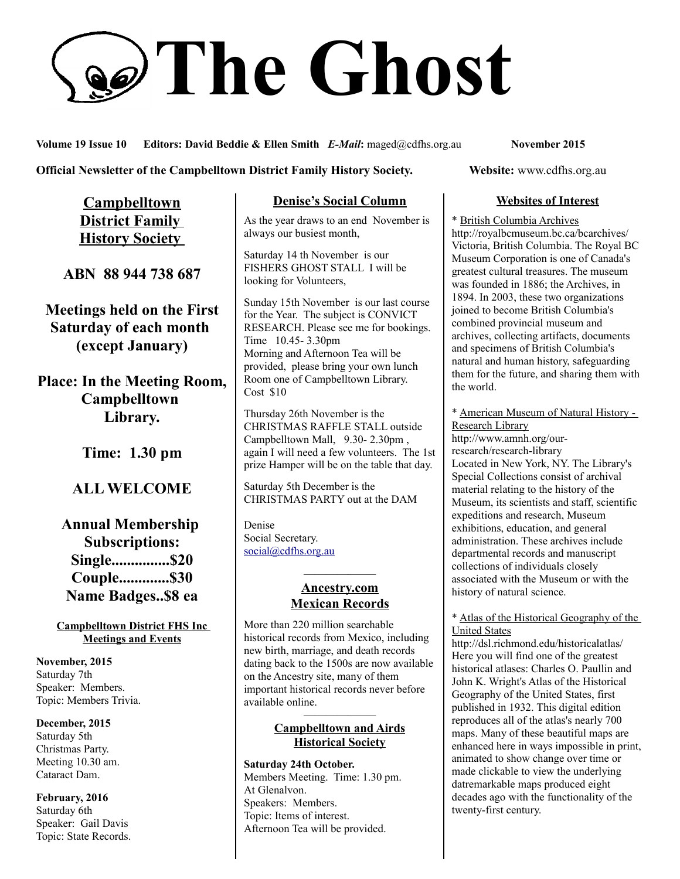# The Ghost

**Volume 19 Issue 10** **Editors: David Beddie & Ellen Smith** ***E-Mail*:** maged@cdfhs.org.au **November 2015**

**Official Newsletter of the Campbelltown District Family History Society.** **Website:** www.cdfhs.org.au

## Campbelltown District Family History Society

**ABN 88 944 738 687**

**Meetings held on the First Saturday of each month (except January)**

**Place: In the Meeting Room, Campbelltown Library.**

**Time: 1.30 pm**

**ALL WELCOME**

**Annual Membership Subscriptions:**
**Single...............$20**
**Couple.............$30**
**Name Badges..$8 ea**

### Campbelltown District FHS Inc Meetings and Events

**November, 2015**
Saturday 7th
Speaker: Members.
Topic: Members Trivia.

**December, 2015**
Saturday 5th
Christmas Party.
Meeting 10.30 am.
Cataract Dam.

**February, 2016**
Saturday 6th
Speaker: Gail Davis
Topic: State Records.

## Denise's Social Column

As the year draws to an end November is always our busiest month,

Saturday 14 th November is our FISHERS GHOST STALL I will be looking for Volunteers,

Sunday 15th November is our last course for the Year. The subject is CONVICT RESEARCH. Please see me for bookings. Time 10.45- 3.30pm
Morning and Afternoon Tea will be provided, please bring your own lunch Room one of Campbelltown Library.
Cost $10

Thursday 26th November is the CHRISTMAS RAFFLE STALL outside Campbelltown Mall, 9.30- 2.30pm , again I will need a few volunteers. The 1st prize Hamper will be on the table that day.

Saturday 5th December is the CHRISTMAS PARTY out at the DAM

Denise
Social Secretary.
social@cdfhs.org.au

---

## Ancestry.com Mexican Records

More than 220 million searchable historical records from Mexico, including new birth, marriage, and death records dating back to the 1500s are now available on the Ancestry site, many of them important historical records never before available online.

---

## Campbelltown and Airds Historical Society

**Saturday 24th October.**
Members Meeting. Time: 1.30 pm.
At Glenalvon.
Speakers: Members.
Topic: Items of interest.
Afternoon Tea will be provided.

## Websites of Interest

* British Columbia Archives
http://royalbcmuseum.bc.ca/bcarchives/
Victoria, British Columbia. The Royal BC Museum Corporation is one of Canada's greatest cultural treasures. The museum was founded in 1886; the Archives, in 1894. In 2003, these two organizations joined to become British Columbia's combined provincial museum and archives, collecting artifacts, documents and specimens of British Columbia's natural and human history, safeguarding them for the future, and sharing them with the world.

* American Museum of Natural History - Research Library
http://www.amnh.org/our-research/research-library
Located in New York, NY. The Library's Special Collections consist of archival material relating to the history of the Museum, its scientists and staff, scientific expeditions and research, Museum exhibitions, education, and general administration. These archives include departmental records and manuscript collections of individuals closely associated with the Museum or with the history of natural science.

* Atlas of the Historical Geography of the United States
http://dsl.richmond.edu/historicalatlas/
Here you will find one of the greatest historical atlases: Charles O. Paullin and John K. Wright's Atlas of the Historical Geography of the United States, first published in 1932. This digital edition reproduces all of the atlas's nearly 700 maps. Many of these beautiful maps are enhanced here in ways impossible in print, animated to show change over time or made clickable to view the underlying datremarkable maps produced eight decades ago with the functionality of the twenty-first century.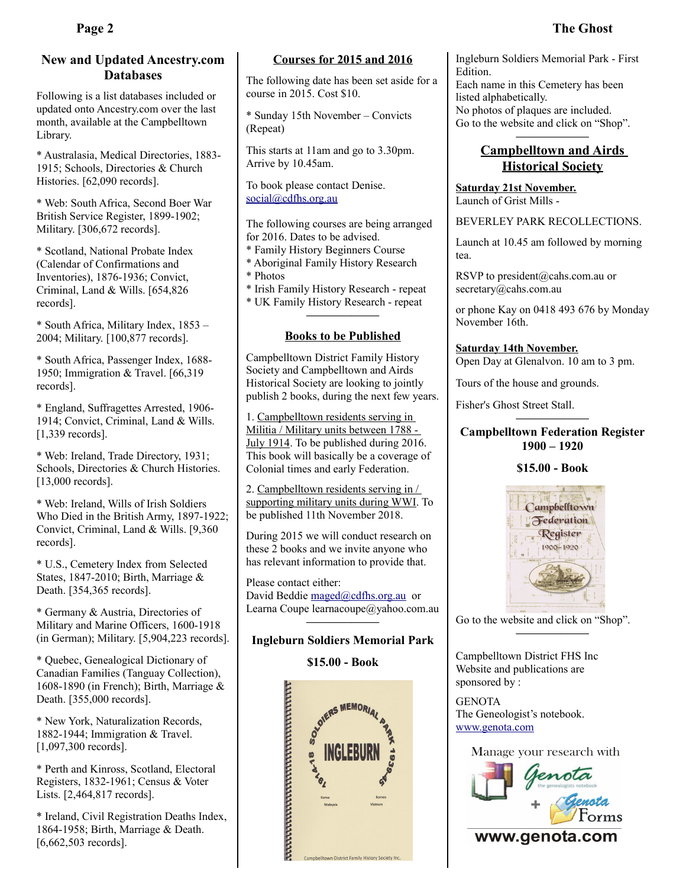## New and Updated Ancestry.com Databases

Following is a list databases included or updated onto Ancestry.com over the last month, available at the Campbelltown Library.

* Australasia, Medical Directories, 1883-1915; Schools, Directories & Church Histories. [62,090 records].

* Web: South Africa, Second Boer War British Service Register, 1899-1902; Military. [306,672 records].

* Scotland, National Probate Index (Calendar of Confirmations and Inventories), 1876-1936; Convict, Criminal, Land & Wills. [654,826 records].

* South Africa, Military Index, 1853 – 2004; Military. [100,877 records].

* South Africa, Passenger Index, 1688-1950; Immigration & Travel. [66,319 records].

* England, Suffragettes Arrested, 1906-1914; Convict, Criminal, Land & Wills. [1,339 records].

* Web: Ireland, Trade Directory, 1931; Schools, Directories & Church Histories. [13,000 records].

* Web: Ireland, Wills of Irish Soldiers Who Died in the British Army, 1897-1922; Convict, Criminal, Land & Wills. [9,360 records].

* U.S., Cemetery Index from Selected States, 1847-2010; Birth, Marriage & Death. [354,365 records].

* Germany & Austria, Directories of Military and Marine Officers, 1600-1918 (in German); Military. [5,904,223 records].

* Quebec, Genealogical Dictionary of Canadian Families (Tanguay Collection), 1608-1890 (in French); Birth, Marriage & Death. [355,000 records].

* New York, Naturalization Records, 1882-1944; Immigration & Travel. [1,097,300 records].

* Perth and Kinross, Scotland, Electoral Registers, 1832-1961; Census & Voter Lists. [2,464,817 records].

* Ireland, Civil Registration Deaths Index, 1864-1958; Birth, Marriage & Death. [6,662,503 records].

## Courses for 2015 and 2016

The following date has been set aside for a course in 2015. Cost $10.

* Sunday 15th November – Convicts (Repeat)

This starts at 11am and go to 3.30pm. Arrive by 10.45am.

To book please contact Denise. social@cdfhs.org.au

The following courses are being arranged for 2016. Dates to be advised.
* Family History Beginners Course
* Aboriginal Family History Research
* Photos
* Irish Family History Research - repeat
* UK Family History Research - repeat

## Books to be Published

Campbelltown District Family History Society and Campbelltown and Airds Historical Society are looking to jointly publish 2 books, during the next few years.

1. Campbelltown residents serving in Militia / Military units between 1788 - July 1914. To be published during 2016. This book will basically be a coverage of Colonial times and early Federation.

2. Campbelltown residents serving in / supporting military units during WWI. To be published 11th November 2018.

During 2015 we will conduct research on these 2 books and we invite anyone who has relevant information to provide that.

Please contact either:
David Beddie maged@cdfhs.org.au or
Learna Coupe learnacoupe@yahoo.com.au

## Ingleburn Soldiers Memorial Park

**$15.00 - Book**

Ingleburn Soldiers Memorial Park - First Edition.
Each name in this Cemetery has been listed alphabetically.
No photos of plaques are included.
Go to the website and click on "Shop".

## Campbelltown and Airds Historical Society

**Saturday 21st November.**
Launch of Grist Mills -

BEVERLEY PARK RECOLLECTIONS.

Launch at 10.45 am followed by morning tea.

RSVP to president@cahs.com.au or secretary@cahs.com.au

or phone Kay on 0418 493 676 by Monday November 16th.

**Saturday 14th November.**
Open Day at Glenalvon. 10 am to 3 pm.

Tours of the house and grounds.

Fisher's Ghost Street Stall.

## Campbelltown Federation Register 1900 – 1920

**$15.00 - Book**

Go to the website and click on "Shop".

Campbelltown District FHS Inc Website and publications are sponsored by :

GENOTA
The Geneologist's notebook.
www.genota.com

Manage your research with Genota the genealogists notebook + Genota Forms
www.genota.com